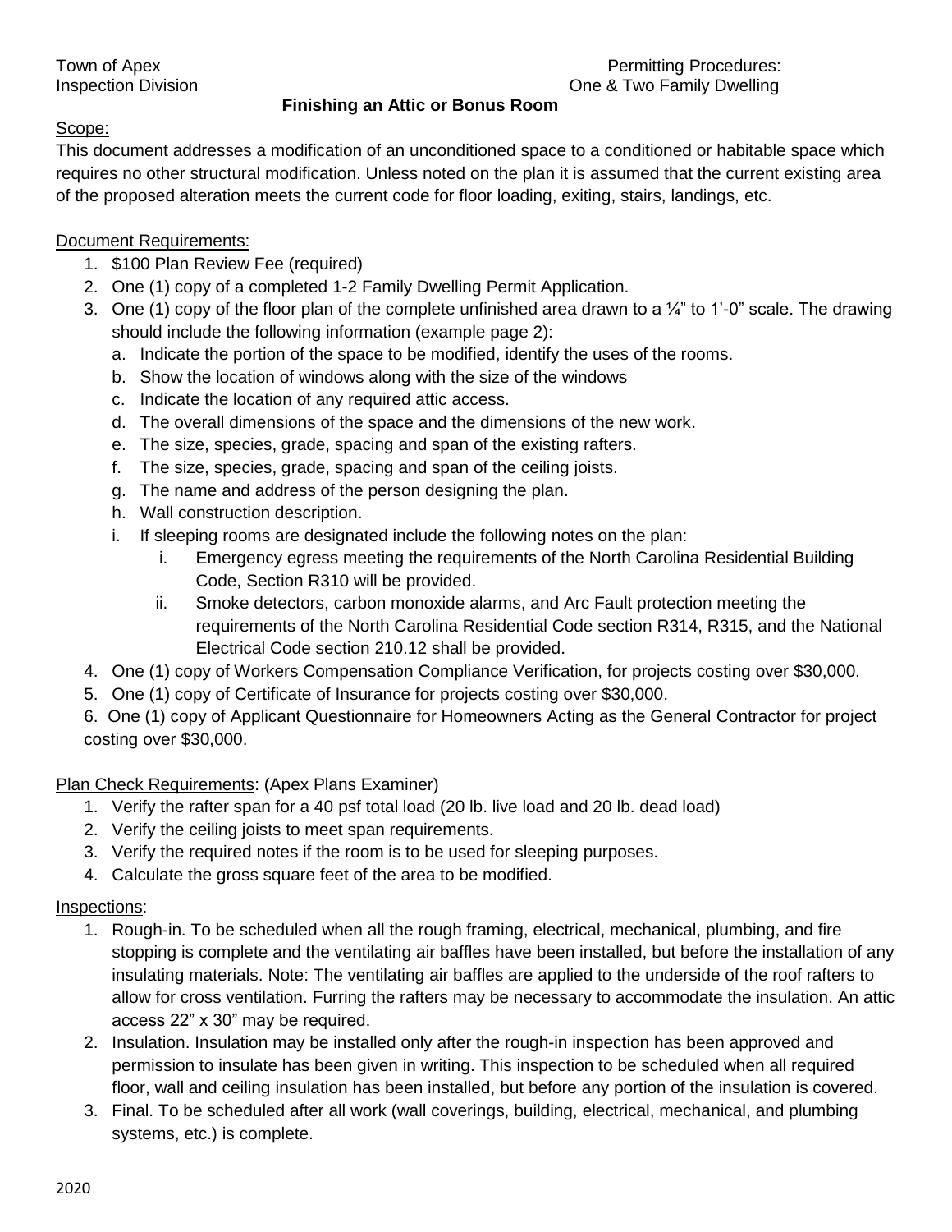Town of Apex
Inspection Division

Permitting Procedures:
One & Two Family Dwelling

# Finishing an Attic or Bonus Room

## Scope:

This document addresses a modification of an unconditioned space to a conditioned or habitable space which requires no other structural modification. Unless noted on the plan it is assumed that the current existing area of the proposed alteration meets the current code for floor loading, exiting, stairs, landings, etc.

## Document Requirements:

1. $100 Plan Review Fee (required)
2. One (1) copy of a completed 1-2 Family Dwelling Permit Application.
3. One (1) copy of the floor plan of the complete unfinished area drawn to a ¼" to 1'-0" scale. The drawing should include the following information (example page 2):
   a. Indicate the portion of the space to be modified, identify the uses of the rooms.
   b. Show the location of windows along with the size of the windows
   c. Indicate the location of any required attic access.
   d. The overall dimensions of the space and the dimensions of the new work.
   e. The size, species, grade, spacing and span of the existing rafters.
   f. The size, species, grade, spacing and span of the ceiling joists.
   g. The name and address of the person designing the plan.
   h. Wall construction description.
   i. If sleeping rooms are designated include the following notes on the plan:
      i. Emergency egress meeting the requirements of the North Carolina Residential Building Code, Section R310 will be provided.
      ii. Smoke detectors, carbon monoxide alarms, and Arc Fault protection meeting the requirements of the North Carolina Residential Code section R314, R315, and the National Electrical Code section 210.12 shall be provided.
4. One (1) copy of Workers Compensation Compliance Verification, for projects costing over $30,000.
5. One (1) copy of Certificate of Insurance for projects costing over $30,000.
6. One (1) copy of Applicant Questionnaire for Homeowners Acting as the General Contractor for project costing over $30,000.

## Plan Check Requirements: (Apex Plans Examiner)

1. Verify the rafter span for a 40 psf total load (20 lb. live load and 20 lb. dead load)
2. Verify the ceiling joists to meet span requirements.
3. Verify the required notes if the room is to be used for sleeping purposes.
4. Calculate the gross square feet of the area to be modified.

## Inspections:

1. Rough-in. To be scheduled when all the rough framing, electrical, mechanical, plumbing, and fire stopping is complete and the ventilating air baffles have been installed, but before the installation of any insulating materials. Note: The ventilating air baffles are applied to the underside of the roof rafters to allow for cross ventilation. Furring the rafters may be necessary to accommodate the insulation. An attic access 22" x 30" may be required.
2. Insulation. Insulation may be installed only after the rough-in inspection has been approved and permission to insulate has been given in writing. This inspection to be scheduled when all required floor, wall and ceiling insulation has been installed, but before any portion of the insulation is covered.
3. Final. To be scheduled after all work (wall coverings, building, electrical, mechanical, and plumbing systems, etc.) is complete.

2020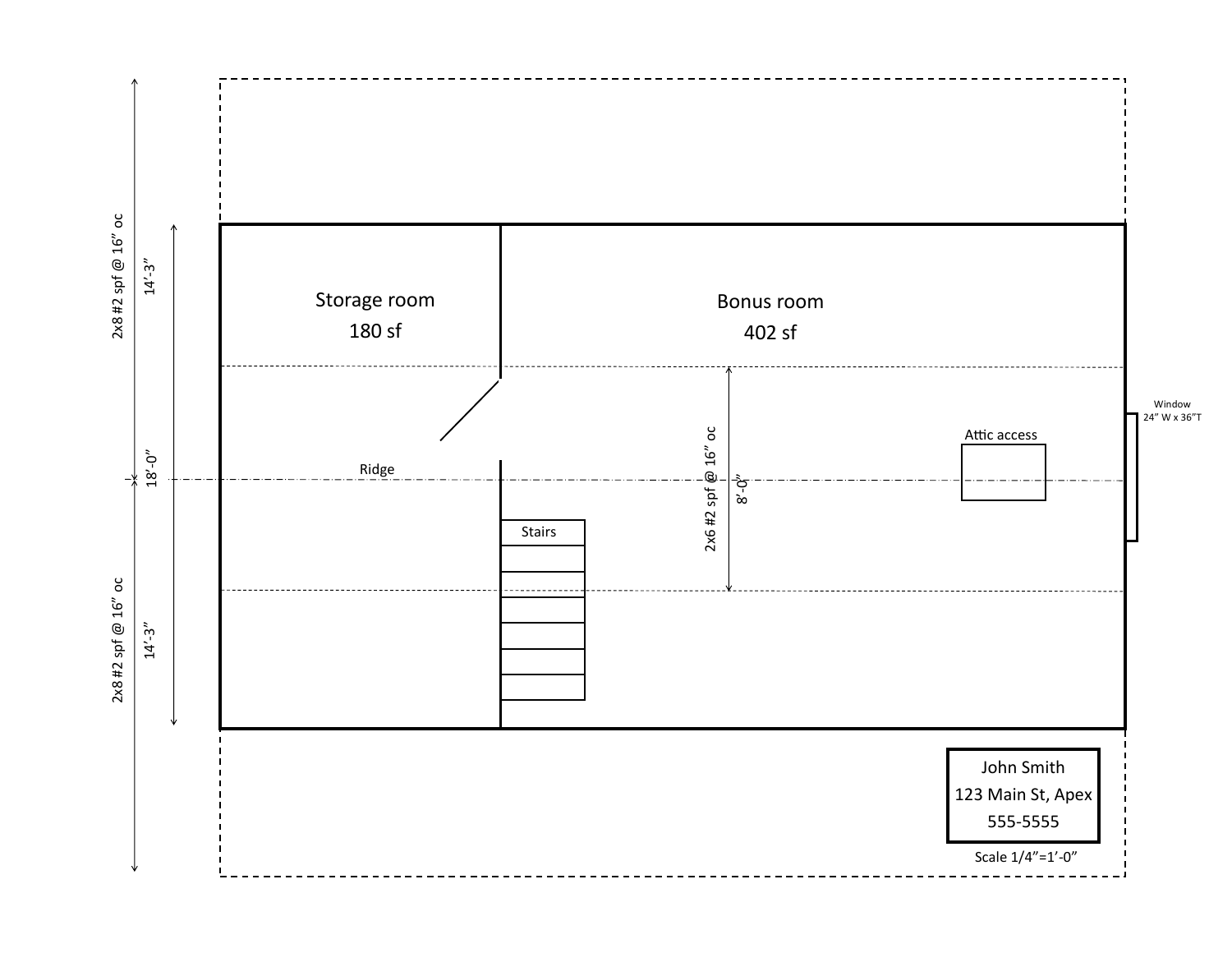2x8 #2 spf @ 16" oc

14'-3"

Storage room

180 sf

Bonus room

402 sf

Window
24" W x 36"T

Attic access

Ridge

18'-0"

2x6 #2 spf @ 16" oc

8'-0"

Stairs

2x8 #2 spf @ 16" oc

14'-3"

John Smith
123 Main St, Apex
555-5555

Scale 1/4"=1'-0"